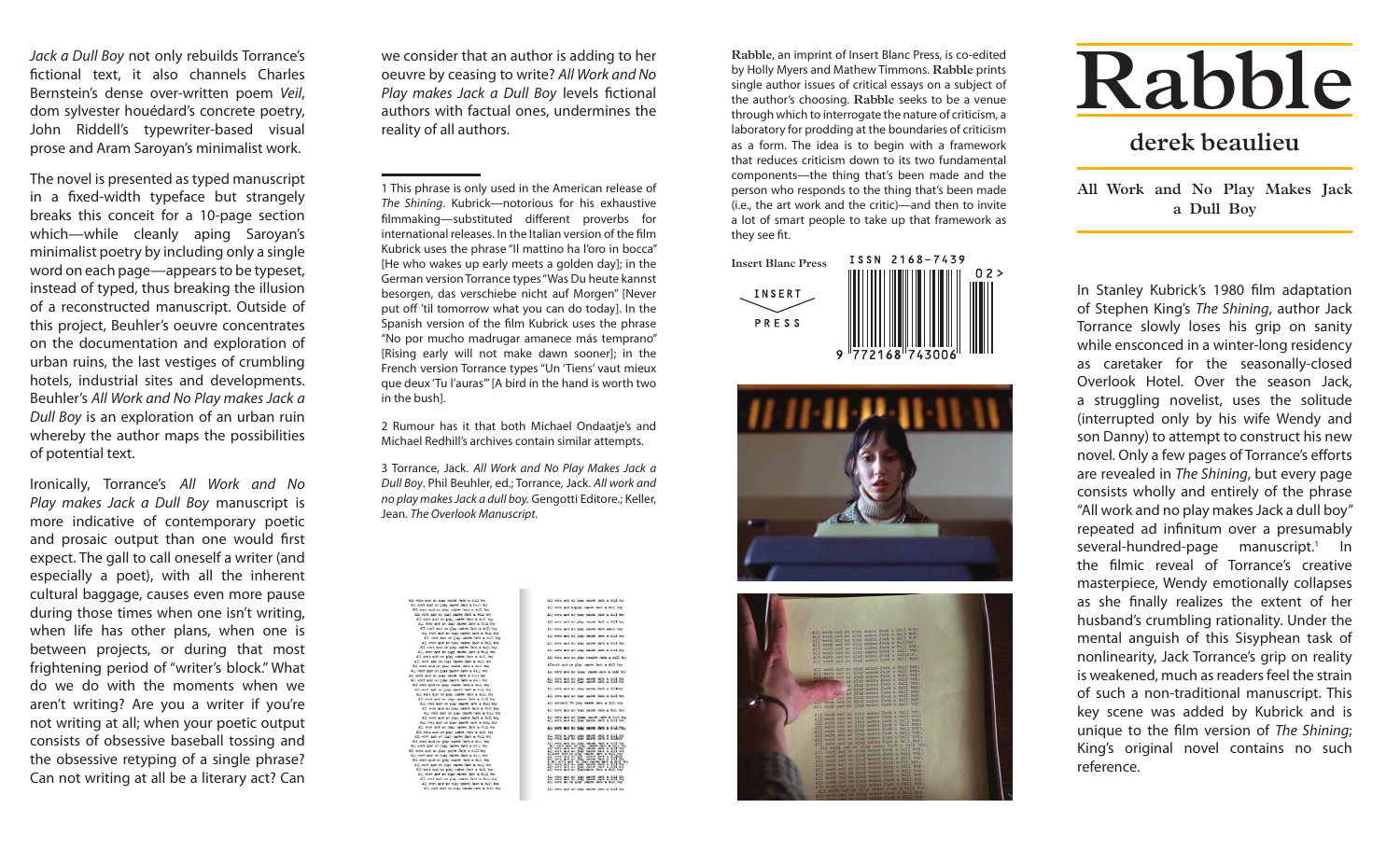# Rabble

## derek beaulieu

### All Work and No Play Makes Jack a Dull Boy

In Stanley Kubrick's 1980 film adaptation of Stephen King's *The Shining*, author Jack Torrance slowly loses his grip on sanity while ensconced in a winter-long residency as caretaker for the seasonally-closed Overlook Hotel. Over the season Jack, a struggling novelist, uses the solitude (interrupted only by his wife Wendy and son Danny) to attempt to construct his new novel. Only a few pages of Torrance's efforts are revealed in *The Shining*, but every page consists wholly and entirely of the phrase "All work and no play makes Jack a dull boy" repeated ad infinitum over a presumably several-hundred-page manuscript.[1] In the filmic reveal of Torrance's creative masterpiece, Wendy emotionally collapses as she finally realizes the extent of her husband's crumbling rationality. Under the mental anguish of this Sisyphean task of nonlinearity, Jack Torrance's grip on reality is weakened, much as readers feel the strain of such a non-traditional manuscript. This key scene was added by Kubrick and is unique to the film version of *The Shining*; King's original novel contains no such reference.

*Jack a Dull Boy* not only rebuilds Torrance's fictional text, it also channels Charles Bernstein's dense over-written poem *Veil*, dom sylvester houédard's concrete poetry, John Riddell's typewriter-based visual prose and Aram Saroyan's minimalist work.

The novel is presented as typed manuscript in a fixed-width typeface but strangely breaks this conceit for a 10-page section which—while cleanly aping Saroyan's minimalist poetry by including only a single word on each page—appears to be typeset, instead of typed, thus breaking the illusion of a reconstructed manuscript. Outside of this project, Beuhler's oeuvre concentrates on the documentation and exploration of urban ruins, the last vestiges of crumbling hotels, industrial sites and developments. Beuhler's *All Work and No Play makes Jack a Dull Boy* is an exploration of an urban ruin whereby the author maps the possibilities of potential text.

Ironically, Torrance's *All Work and No Play makes Jack a Dull Boy* manuscript is more indicative of contemporary poetic and prosaic output than one would first expect. The gall to call oneself a writer (and especially a poet), with all the inherent cultural baggage, causes even more pause during those times when one isn't writing, when life has other plans, when one is between projects, or during that most frightening period of "writer's block." What do we do with the moments when we aren't writing? Are you a writer if you're not writing at all; when your poetic output consists of obsessive baseball tossing and the obsessive retyping of a single phrase? Can not writing at all be a literary act? Can we consider that an author is adding to her oeuvre by ceasing to write? *All Work and No Play makes Jack a Dull Boy* levels fictional authors with factual ones, undermines the reality of all authors.

---

1 This phrase is only used in the American release of *The Shining*. Kubrick—notorious for his exhaustive filmmaking—substituted different proverbs for international releases. In the Italian version of the film Kubrick uses the phrase "Il mattino ha l'oro in bocca" [He who wakes up early meets a golden day]; in the German version Torrance types "Was Du heute kannst besorgen, das verschiebe nicht auf Morgen" [Never put off 'til tomorrow what you can do today]. In the Spanish version of the film Kubrick uses the phrase "No por mucho madrugar amanece más temprano" [Rising early will not make dawn sooner]; in the French version Torrance types "Un 'Tiens' vaut mieux que deux 'Tu l'auras'" [A bird in the hand is worth two in the bush].

2 Rumour has it that both Michael Ondaatje's and Michael Redhill's archives contain similar attempts.

3 Torrance, Jack. *All Work and No Play Makes Jack a Dull Boy*. Phil Beuhler, ed.; Torrance, Jack. *All work and no play makes Jack a dull boy.* Gengotti Editore.; Keller, Jean. *The Overlook Manuscript.*

---

**Rabble**, an imprint of Insert Blanc Press, is co-edited by Holly Myers and Mathew Timmons. **Rabble** prints single author issues of critical essays on a subject of the author's choosing. **Rabble** seeks to be a venue through which to interrogate the nature of criticism, a laboratory for prodding at the boundaries of criticism as a form. The idea is to begin with a framework that reduces criticism down to its two fundamental components—the thing that's been made and the person who responds to the thing that's been made (i.e., the art work and the critic)—and then to invite a lot of smart people to take up that framework as they see fit.

**Insert Blanc Press**

INSERT PRESS

ISSN 2168-7439

9 772168 743006 02>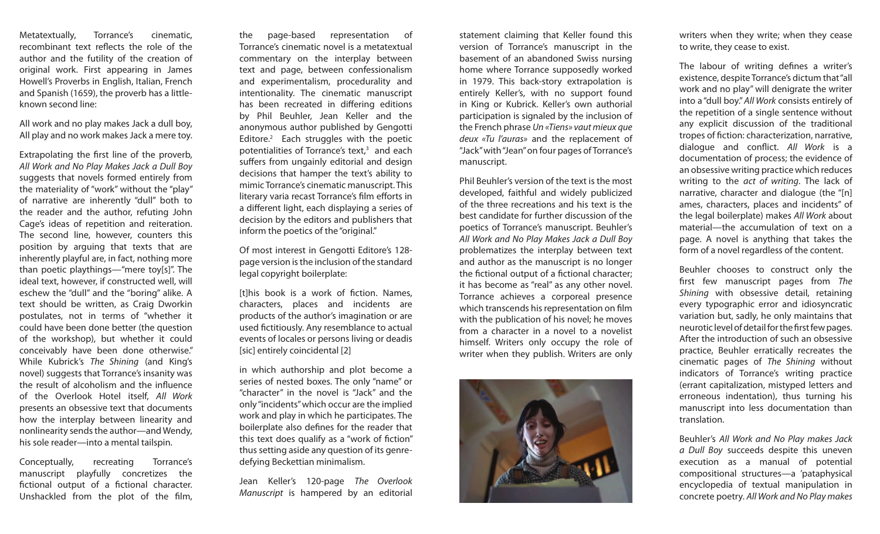Metatextually, Torrance's cinematic, recombinant text reflects the role of the author and the futility of the creation of original work. First appearing in James Howell's Proverbs in English, Italian, French and Spanish (1659), the proverb has a little-known second line:

All work and no play makes Jack a dull boy,
All play and no work makes Jack a mere toy.

Extrapolating the first line of the proverb, *All Work and No Play Makes Jack a Dull Boy* suggests that novels formed entirely from the materiality of "work" without the "play" of narrative are inherently "dull" both to the reader and the author, refuting John Cage's ideas of repetition and reiteration. The second line, however, counters this position by arguing that texts that are inherently playful are, in fact, nothing more than poetic playthings—"mere toy[s]". The ideal text, however, if constructed well, will eschew the "dull" and the "boring" alike. A text should be written, as Craig Dworkin postulates, not in terms of "whether it could have been done better (the question of the workshop), but whether it could conceivably have been done otherwise." While Kubrick's *The Shining* (and King's novel) suggests that Torrance's insanity was the result of alcoholism and the influence of the Overlook Hotel itself, *All Work* presents an obsessive text that documents how the interplay between linearity and nonlinearity sends the author—and Wendy, his sole reader—into a mental tailspin.

Conceptually, recreating Torrance's manuscript playfully concretizes the fictional output of a fictional character. Unshackled from the plot of the film, the page-based representation of Torrance's cinematic novel is a metatextual commentary on the interplay between text and page, between confessionalism and experimentalism, procedurality and intentionality. The cinematic manuscript has been recreated in differing editions by Phil Beuhler, Jean Keller and the anonymous author published by Gengotti Editore.[2] Each struggles with the poetic potentialities of Torrance's text,[3] and each suffers from ungainly editorial and design decisions that hamper the text's ability to mimic Torrance's cinematic manuscript. This literary varia recast Torrance's film efforts in a different light, each displaying a series of decision by the editors and publishers that inform the poetics of the "original."

Of most interest in Gengotti Editore's 128-page version is the inclusion of the standard legal copyright boilerplate:

[t]his book is a work of fiction. Names, characters, places and incidents are products of the author's imagination or are used fictitiously. Any resemblance to actual events of locales or persons living or deadis [sic] entirely coincidental [2]

in which authorship and plot become a series of nested boxes. The only "name" or "character" in the novel is "Jack" and the only "incidents" which occur are the implied work and play in which he participates. The boilerplate also defines for the reader that this text does qualify as a "work of fiction" thus setting aside any question of its genre-defying Beckettian minimalism.

Jean Keller's 120-page *The Overlook Manuscript* is hampered by an editorial statement claiming that Keller found this version of Torrance's manuscript in the basement of an abandoned Swiss nursing home where Torrance supposedly worked in 1979. This back-story extrapolation is entirely Keller's, with no support found in King or Kubrick. Keller's own authorial participation is signaled by the inclusion of the French phrase *Un «Tiens» vaut mieux que deux «Tu l'auras»* and the replacement of "Jack" with "Jean" on four pages of Torrance's manuscript.

Phil Beuhler's version of the text is the most developed, faithful and widely publicized of the three recreations and his text is the best candidate for further discussion of the poetics of Torrance's manuscript. Beuhler's *All Work and No Play Makes Jack a Dull Boy* problematizes the interplay between text and author as the manuscript is no longer the fictional output of a fictional character; it has become as "real" as any other novel. Torrance achieves a corporeal presence which transcends his representation on film with the publication of his novel; he moves from a character in a novel to a novelist himself. Writers only occupy the role of writer when they publish. Writers are only writers when they write; when they cease to write, they cease to exist.

The labour of writing defines a writer's existence, despite Torrance's dictum that "all work and no play" will denigrate the writer into a "dull boy." *All Work* consists entirely of the repetition of a single sentence without any explicit discussion of the traditional tropes of fiction: characterization, narrative, dialogue and conflict. *All Work* is a documentation of process; the evidence of an obsessive writing practice which reduces writing to the *act of writing*. The lack of narrative, character and dialogue (the "[n]ames, characters, places and incidents" of the legal boilerplate) makes *All Work* about material—the accumulation of text on a page. A novel is anything that takes the form of a novel regardless of the content.

Beuhler chooses to construct only the first few manuscript pages from *The Shining* with obsessive detail, retaining every typographic error and idiosyncratic variation but, sadly, he only maintains that neurotic level of detail for the first few pages. After the introduction of such an obsessive practice, Beuhler erratically recreates the cinematic pages of *The Shining* without indicators of Torrance's writing practice (errant capitalization, mistyped letters and erroneous indentation), thus turning his manuscript into less documentation than translation.

Beuhler's *All Work and No Play makes Jack a Dull Boy* succeeds despite this uneven execution as a manual of potential compositional structures—a 'pataphysical encyclopedia of textual manipulation in concrete poetry. *All Work and No Play makes*